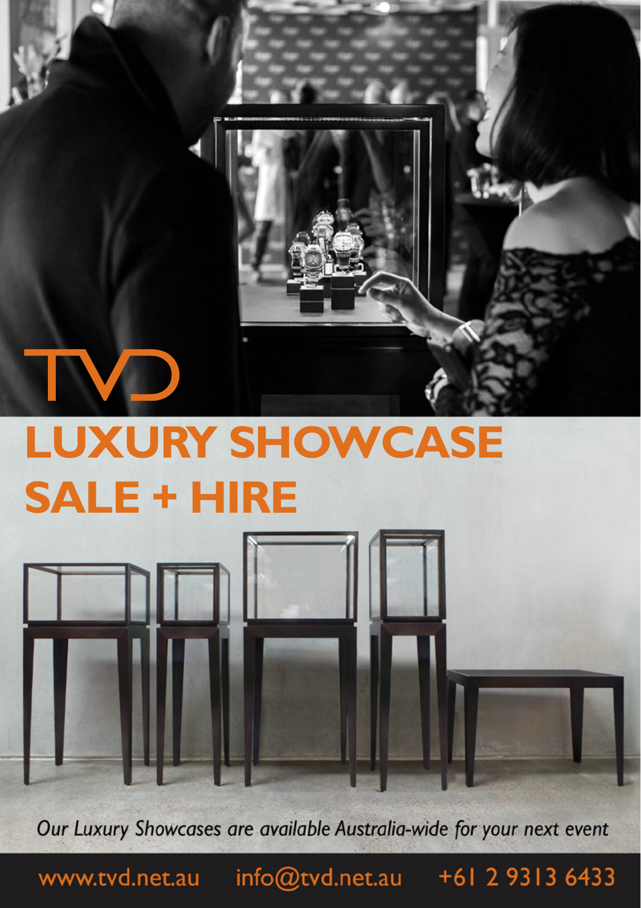# TVD

# LUXURY SHOWCASE SALE + HIRE

*Our Luxury Showcases are available Australia-wide for your next event*

www.tvd.net.au info@tvd.net.au +61 2 9313 6433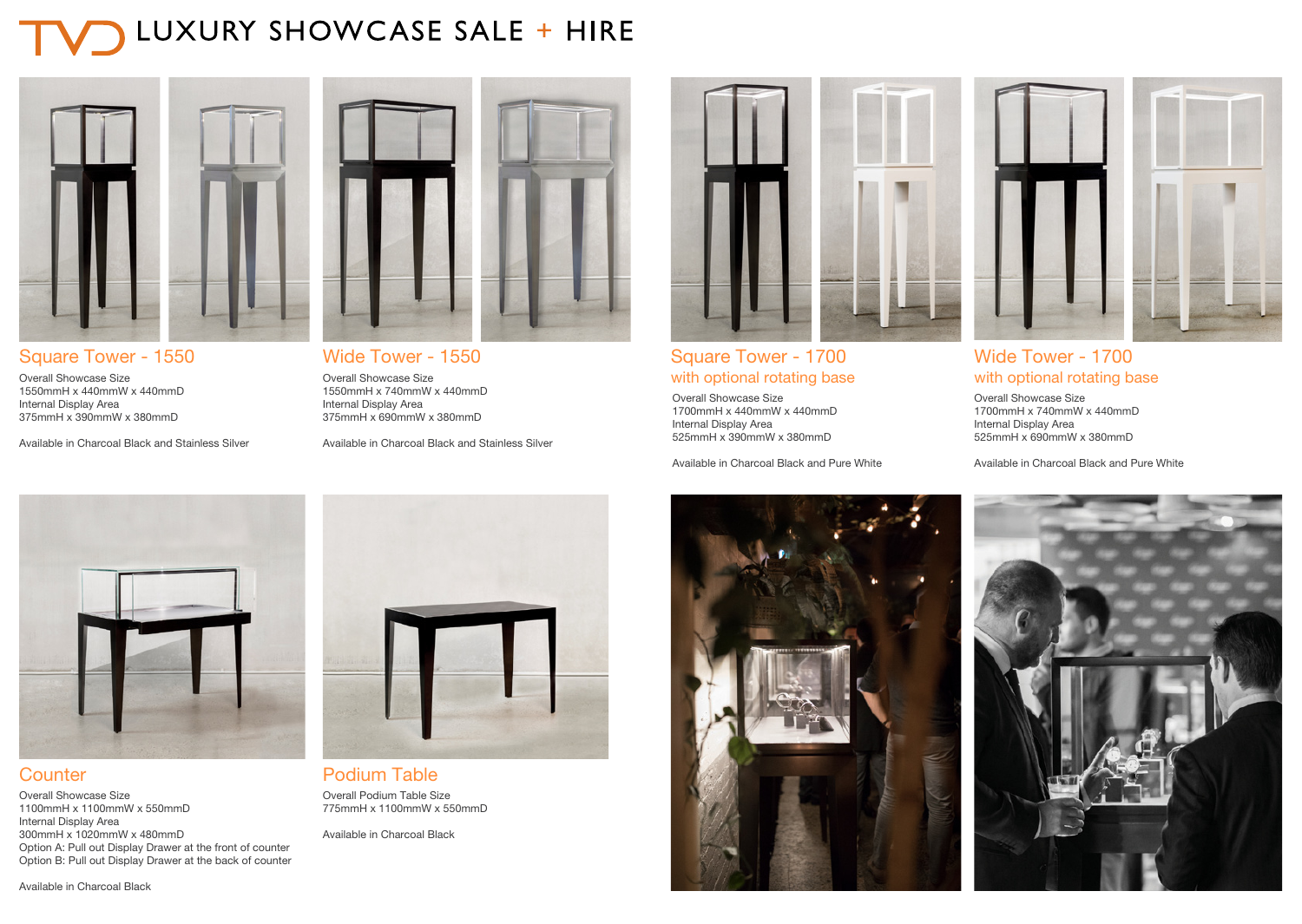# TVD LUXURY SHOWCASE SALE + HIRE

## Square Tower - 1550

Overall Showcase Size
1550mmH x 440mmW x 440mmD
Internal Display Area
375mmH x 390mmW x 380mmD

Available in Charcoal Black and Stainless Silver

## Wide Tower - 1550

Overall Showcase Size
1550mmH x 740mmW x 440mmD
Internal Display Area
375mmH x 690mmW x 380mmD

Available in Charcoal Black and Stainless Silver

## Square Tower - 1700
### with optional rotating base

Overall Showcase Size
1700mmH x 440mmW x 440mmD
Internal Display Area
525mmH x 390mmW x 380mmD

Available in Charcoal Black and Pure White

## Wide Tower - 1700
### with optional rotating base

Overall Showcase Size
1700mmH x 740mmW x 440mmD
Internal Display Area
525mmH x 690mmW x 380mmD

Available in Charcoal Black and Pure White

## Counter

Overall Showcase Size
1100mmH x 1100mmW x 550mmD
Internal Display Area
300mmH x 1020mmW x 480mmD
Option A: Pull out Display Drawer at the front of counter
Option B: Pull out Display Drawer at the back of counter

Available in Charcoal Black

## Podium Table

Overall Podium Table Size
775mmH x 1100mmW x 550mmD

Available in Charcoal Black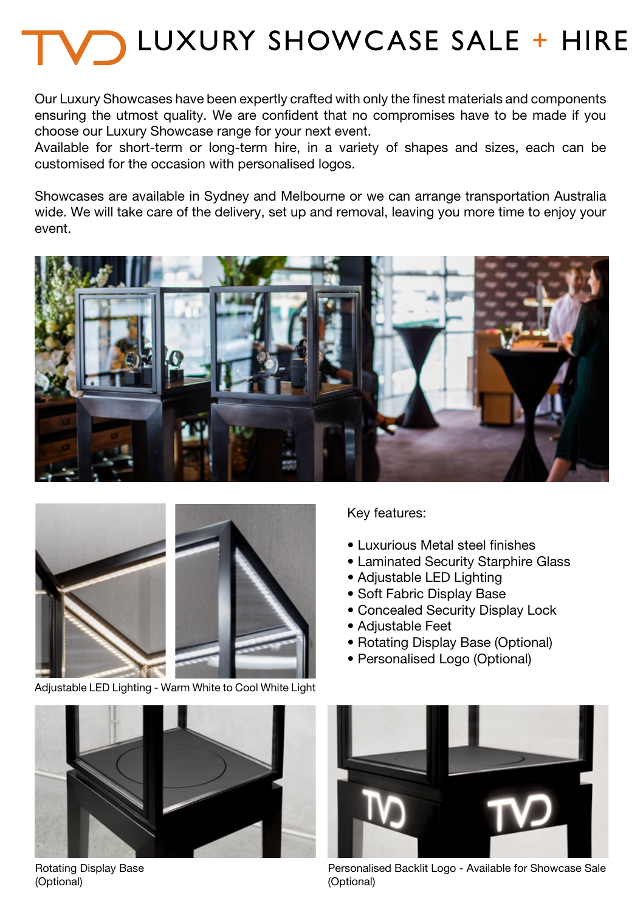# LUXURY SHOWCASE SALE + HIRE

Our Luxury Showcases have been expertly crafted with only the finest materials and components ensuring the utmost quality. We are confident that no compromises have to be made if you choose our Luxury Showcase range for your next event.
Available for short-term or long-term hire, in a variety of shapes and sizes, each can be customised for the occasion with personalised logos.

Showcases are available in Sydney and Melbourne or we can arrange transportation Australia wide. We will take care of the delivery, set up and removal, leaving you more time to enjoy your event.

Adjustable LED Lighting - Warm White to Cool White Light

Key features:

- Luxurious Metal steel finishes
- Laminated Security Starphire Glass
- Adjustable LED Lighting
- Soft Fabric Display Base
- Concealed Security Display Lock
- Adjustable Feet
- Rotating Display Base (Optional)
- Personalised Logo (Optional)

Rotating Display Base (Optional)

Personalised Backlit Logo - Available for Showcase Sale (Optional)